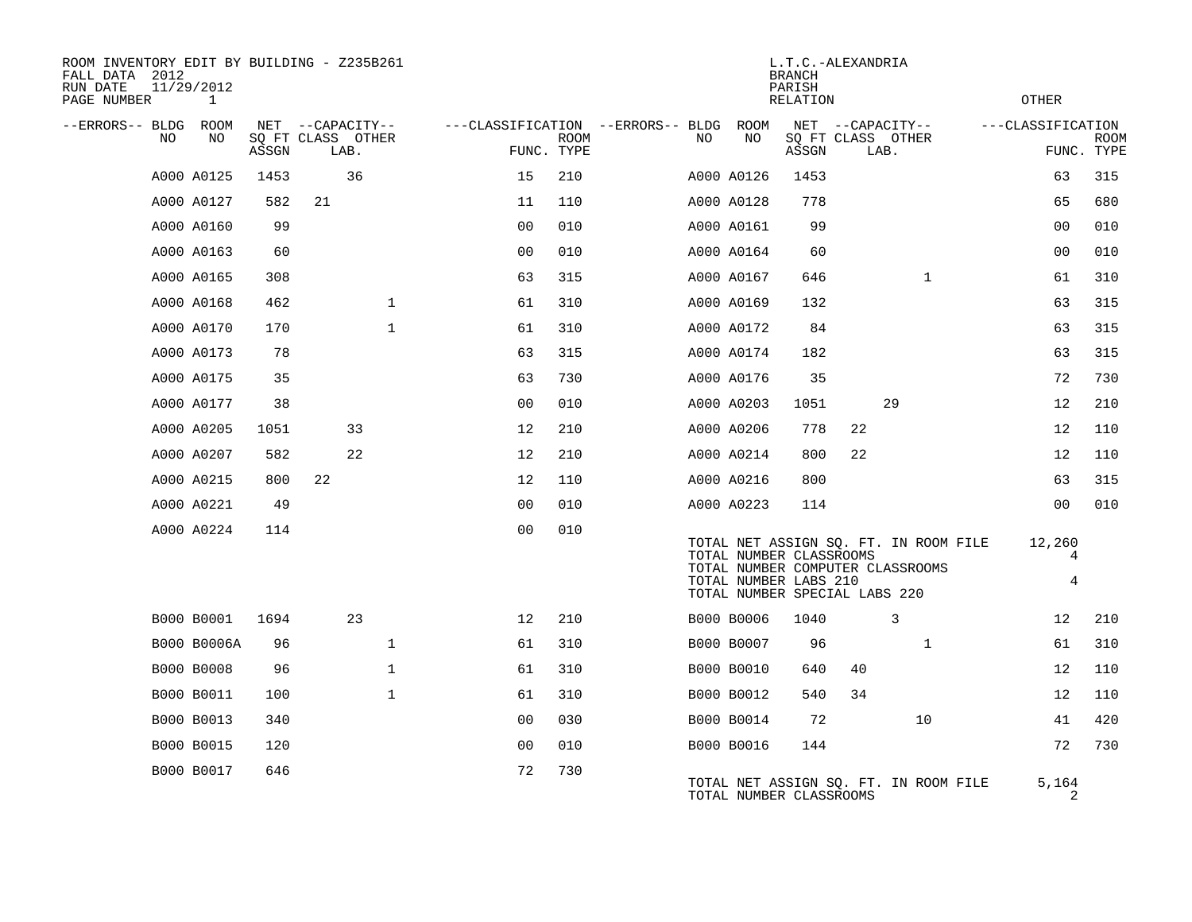ROOM INVENTORY EDIT BY BUILDING - Z235B261
FALL DATA 2012
RUN DATE 11/29/2012
PAGE NUMBER 1

L.T.C.-ALEXANDRIA
BRANCH
PARISH
RELATION
OTHER

| --ERRORS-- | BLDG NO | ROOM NO | NET SQ FT ASSGN | CAPACITY CLASS | CAPACITY LAB. | CAPACITY OTHER | CLASSIFICATION FUNC. | ROOM TYPE | --ERRORS-- | BLDG NO | ROOM NO | NET SQ FT ASSGN | CAPACITY CLASS | CAPACITY LAB. | CAPACITY OTHER | CLASSIFICATION FUNC. | ROOM TYPE |
|---|---|---|---|---|---|---|---|---|---|---|---|---|---|---|---|---|---|
| | A000 | A0125 | 1453 | | 36 | | 15 | 210 | | A000 | A0126 | 1453 | | | | 63 | 315 |
| | A000 | A0127 | 582 | 21 | | | 11 | 110 | | A000 | A0128 | 778 | | | | 65 | 680 |
| | A000 | A0160 | 99 | | | | 00 | 010 | | A000 | A0161 | 99 | | | | 00 | 010 |
| | A000 | A0163 | 60 | | | | 00 | 010 | | A000 | A0164 | 60 | | | | 00 | 010 |
| | A000 | A0165 | 308 | | | | 63 | 315 | | A000 | A0167 | 646 | | | 1 | 61 | 310 |
| | A000 | A0168 | 462 | | | 1 | 61 | 310 | | A000 | A0169 | 132 | | | | 63 | 315 |
| | A000 | A0170 | 170 | | | 1 | 61 | 310 | | A000 | A0172 | 84 | | | | 63 | 315 |
| | A000 | A0173 | 78 | | | | 63 | 315 | | A000 | A0174 | 182 | | | | 63 | 315 |
| | A000 | A0175 | 35 | | | | 63 | 730 | | A000 | A0176 | 35 | | | | 72 | 730 |
| | A000 | A0177 | 38 | | | | 00 | 010 | | A000 | A0203 | 1051 | | 29 | | 12 | 210 |
| | A000 | A0205 | 1051 | | 33 | | 12 | 210 | | A000 | A0206 | 778 | 22 | | | 12 | 110 |
| | A000 | A0207 | 582 | | 22 | | 12 | 210 | | A000 | A0214 | 800 | 22 | | | 12 | 110 |
| | A000 | A0215 | 800 | 22 | | | 12 | 110 | | A000 | A0216 | 800 | | | | 63 | 315 |
| | A000 | A0221 | 49 | | | | 00 | 010 | | A000 | A0223 | 114 | | | | 00 | 010 |
| | A000 | A0224 | 114 | | | | 00 | 010 | | | | | | | | | |

TOTAL NET ASSIGN SQ. FT. IN ROOM FILE 12,260
TOTAL NUMBER CLASSROOMS 4
TOTAL NUMBER COMPUTER CLASSROOMS
TOTAL NUMBER LABS 210 4
TOTAL NUMBER SPECIAL LABS 220

| --ERRORS-- | BLDG NO | ROOM NO | NET SQ FT ASSGN | CAPACITY CLASS | CAPACITY LAB. | CAPACITY OTHER | CLASSIFICATION FUNC. | ROOM TYPE | --ERRORS-- | BLDG NO | ROOM NO | NET SQ FT ASSGN | CAPACITY CLASS | CAPACITY LAB. | CAPACITY OTHER | CLASSIFICATION FUNC. | ROOM TYPE |
|---|---|---|---|---|---|---|---|---|---|---|---|---|---|---|---|---|---|
| | B000 | B0001 | 1694 | | 23 | | 12 | 210 | | B000 | B0006 | 1040 | | 3 | | 12 | 210 |
| | B000 | B0006A | 96 | | | 1 | 61 | 310 | | B000 | B0007 | 96 | | | 1 | 61 | 310 |
| | B000 | B0008 | 96 | | | 1 | 61 | 310 | | B000 | B0010 | 640 | 40 | | | 12 | 110 |
| | B000 | B0011 | 100 | | | 1 | 61 | 310 | | B000 | B0012 | 540 | 34 | | | 12 | 110 |
| | B000 | B0013 | 340 | | | | 00 | 030 | | B000 | B0014 | 72 | | | 10 | 41 | 420 |
| | B000 | B0015 | 120 | | | | 00 | 010 | | B000 | B0016 | 144 | | | | 72 | 730 |
| | B000 | B0017 | 646 | | | | 72 | 730 | | | | | | | | | |

TOTAL NET ASSIGN SQ. FT. IN ROOM FILE 5,164
TOTAL NUMBER CLASSROOMS 2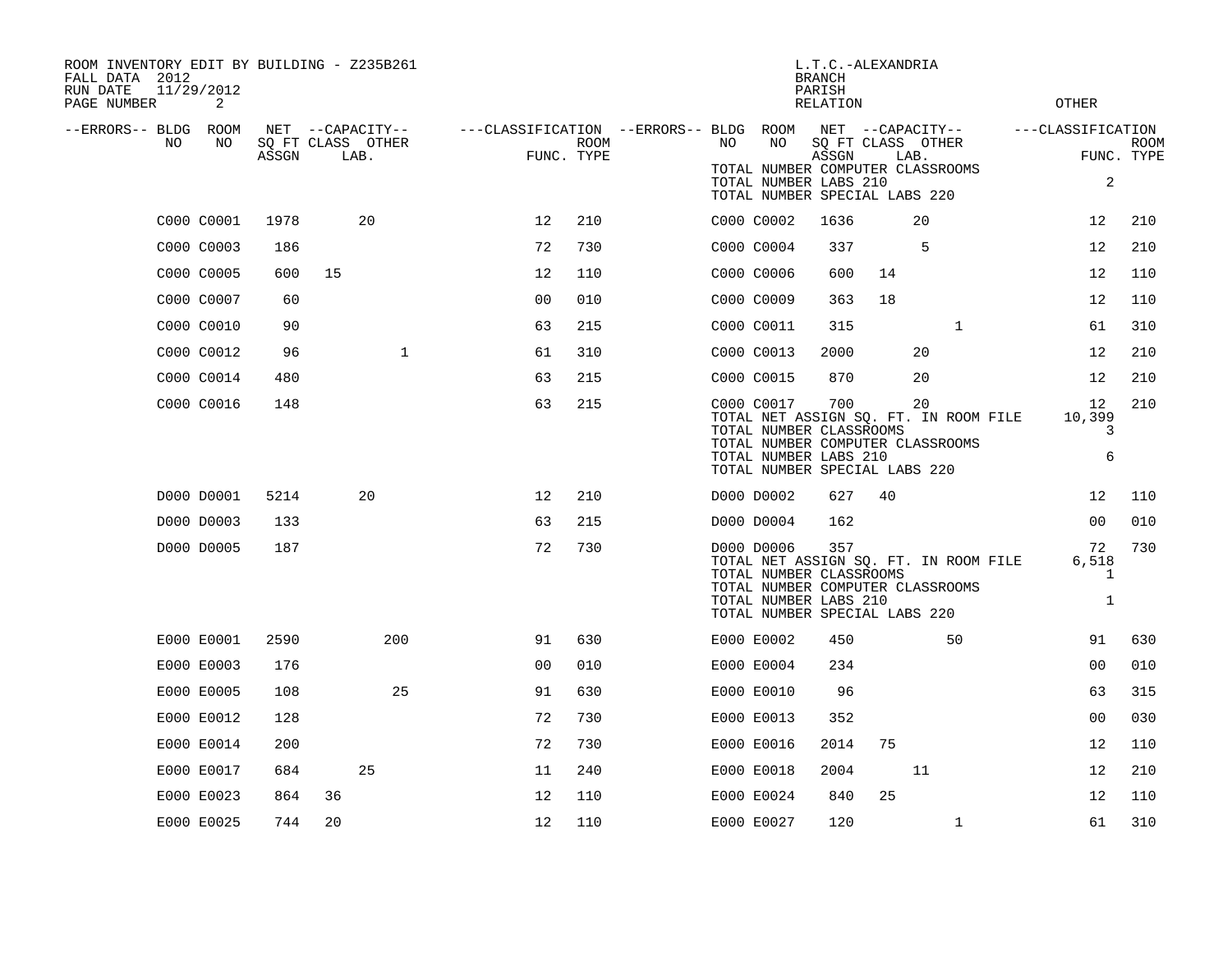ROOM INVENTORY EDIT BY BUILDING - Z235B261
FALL DATA 2012
RUN DATE 11/29/2012
PAGE NUMBER 2

L.T.C.-ALEXANDRIA
BRANCH
PARISH
RELATION
OTHER

| --ERRORS-- | BLDG NO | ROOM NO | NET SQ FT ASSGN | CAPACITY CLASS | CAPACITY LAB. | CAPACITY OTHER | FUNC. | ROOM TYPE | --ERRORS-- | BLDG NO | ROOM NO | NET SQ FT ASSGN | CAPACITY CLASS | CAPACITY LAB. | CAPACITY OTHER | FUNC. | ROOM TYPE |
|---|---|---|---|---|---|---|---|---|---|---|---|---|---|---|---|---|---|
| | | | | | | | | | | TOTAL NUMBER COMPUTER CLASSROOMS | | | | | | | |
| | | | | | | | | | | TOTAL NUMBER LABS 210 | | | | | | 2 | |
| | | | | | | | | | | TOTAL NUMBER SPECIAL LABS 220 | | | | | | | |
| | C000 | C0001 | 1978 | | 20 | | 12 | 210 | | C000 | C0002 | 1636 | | 20 | | 12 | 210 |
| | C000 | C0003 | 186 | | | | 72 | 730 | | C000 | C0004 | 337 | | 5 | | 12 | 210 |
| | C000 | C0005 | 600 | 15 | | | 12 | 110 | | C000 | C0006 | 600 | 14 | | | 12 | 110 |
| | C000 | C0007 | 60 | | | | 00 | 010 | | C000 | C0009 | 363 | 18 | | | 12 | 110 |
| | C000 | C0010 | 90 | | | | 63 | 215 | | C000 | C0011 | 315 | | | 1 | 61 | 310 |
| | C000 | C0012 | 96 | | | 1 | 61 | 310 | | C000 | C0013 | 2000 | | 20 | | 12 | 210 |
| | C000 | C0014 | 480 | | | | 63 | 215 | | C000 | C0015 | 870 | | 20 | | 12 | 210 |
| | C000 | C0016 | 148 | | | | 63 | 215 | | C000 | C0017 | 700 | | 20 | | 12 | 210 |
| | | | | | | | | | | TOTAL NET ASSIGN SQ. FT. IN ROOM FILE | | | | | | 10,399 | |
| | | | | | | | | | | TOTAL NUMBER CLASSROOMS | | | | | | 3 | |
| | | | | | | | | | | TOTAL NUMBER COMPUTER CLASSROOMS | | | | | | | |
| | | | | | | | | | | TOTAL NUMBER LABS 210 | | | | | | 6 | |
| | | | | | | | | | | TOTAL NUMBER SPECIAL LABS 220 | | | | | | | |
| | D000 | D0001 | 5214 | | 20 | | 12 | 210 | | D000 | D0002 | 627 | 40 | | | 12 | 110 |
| | D000 | D0003 | 133 | | | | 63 | 215 | | D000 | D0004 | 162 | | | | 00 | 010 |
| | D000 | D0005 | 187 | | | | 72 | 730 | | D000 | D0006 | 357 | | | | 72 | 730 |
| | | | | | | | | | | TOTAL NET ASSIGN SQ. FT. IN ROOM FILE | | | | | | 6,518 | |
| | | | | | | | | | | TOTAL NUMBER CLASSROOMS | | | | | | 1 | |
| | | | | | | | | | | TOTAL NUMBER COMPUTER CLASSROOMS | | | | | | | |
| | | | | | | | | | | TOTAL NUMBER LABS 210 | | | | | | 1 | |
| | | | | | | | | | | TOTAL NUMBER SPECIAL LABS 220 | | | | | | | |
| | E000 | E0001 | 2590 | | | 200 | 91 | 630 | | E000 | E0002 | 450 | | | 50 | 91 | 630 |
| | E000 | E0003 | 176 | | | | 00 | 010 | | E000 | E0004 | 234 | | | | 00 | 010 |
| | E000 | E0005 | 108 | | | 25 | 91 | 630 | | E000 | E0010 | 96 | | | | 63 | 315 |
| | E000 | E0012 | 128 | | | | 72 | 730 | | E000 | E0013 | 352 | | | | 00 | 030 |
| | E000 | E0014 | 200 | | | | 72 | 730 | | E000 | E0016 | 2014 | 75 | | | 12 | 110 |
| | E000 | E0017 | 684 | | 25 | | 11 | 240 | | E000 | E0018 | 2004 | | 11 | | 12 | 210 |
| | E000 | E0023 | 864 | 36 | | | 12 | 110 | | E000 | E0024 | 840 | 25 | | | 12 | 110 |
| | E000 | E0025 | 744 | 20 | | | 12 | 110 | | E000 | E0027 | 120 | | | 1 | 61 | 310 |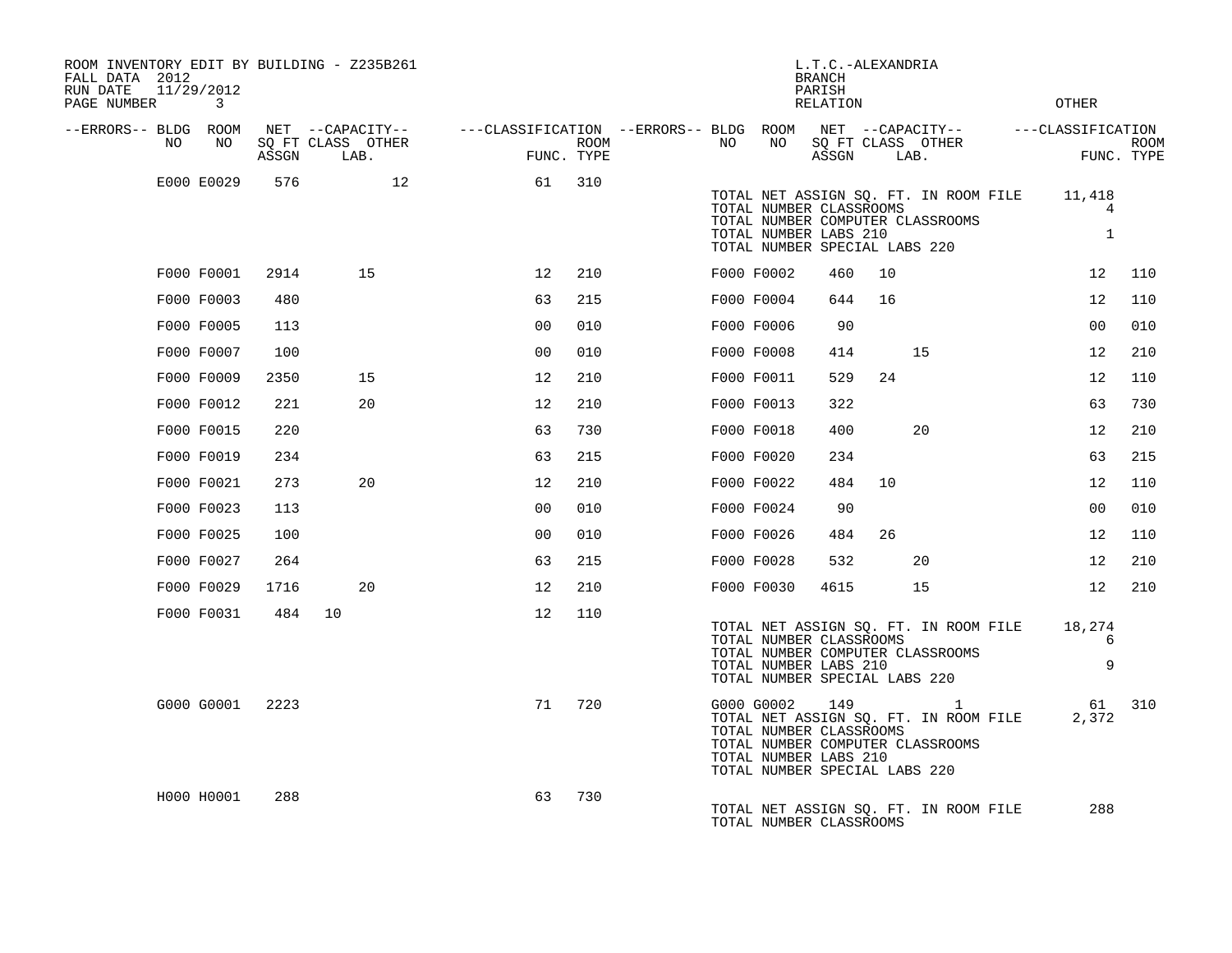ROOM INVENTORY EDIT BY BUILDING - Z235B261
FALL DATA 2012
RUN DATE 11/29/2012
PAGE NUMBER 3

L.T.C.-ALEXANDRIA
BRANCH
PARISH
RELATION
OTHER

| --ERRORS-- | BLDG NO | ROOM NO | NET SQ FT ASSGN | CAPACITY CLASS | CAPACITY OTHER LAB. | FUNC. | ROOM TYPE | --ERRORS-- | BLDG NO | ROOM NO | NET SQ FT ASSGN | CAPACITY CLASS | CAPACITY OTHER LAB. | FUNC. | ROOM TYPE |
|---|---|---|---|---|---|---|---|---|---|---|---|---|---|---|---|
| | E000 | E0029 | 576 | | 12 | 61 | 310 | | | | | | | | |

TOTAL NET ASSIGN SQ. FT. IN ROOM FILE 11,418
TOTAL NUMBER CLASSROOMS 4
TOTAL NUMBER COMPUTER CLASSROOMS
TOTAL NUMBER LABS 210 1
TOTAL NUMBER SPECIAL LABS 220

| --ERRORS-- | BLDG NO | ROOM NO | NET SQ FT ASSGN | CAPACITY CLASS | CAPACITY OTHER LAB. | FUNC. | ROOM TYPE | --ERRORS-- | BLDG NO | ROOM NO | NET SQ FT ASSGN | CAPACITY CLASS | CAPACITY OTHER LAB. | FUNC. | ROOM TYPE |
|---|---|---|---|---|---|---|---|---|---|---|---|---|---|---|---|
| | F000 | F0001 | 2914 | | 15 | 12 | 210 | | F000 | F0002 | 460 | 10 | | 12 | 110 |
| | F000 | F0003 | 480 | | | 63 | 215 | | F000 | F0004 | 644 | 16 | | 12 | 110 |
| | F000 | F0005 | 113 | | | 00 | 010 | | F000 | F0006 | 90 | | | 00 | 010 |
| | F000 | F0007 | 100 | | | 00 | 010 | | F000 | F0008 | 414 | | 15 | 12 | 210 |
| | F000 | F0009 | 2350 | | 15 | 12 | 210 | | F000 | F0011 | 529 | 24 | | 12 | 110 |
| | F000 | F0012 | 221 | | 20 | 12 | 210 | | F000 | F0013 | 322 | | | 63 | 730 |
| | F000 | F0015 | 220 | | | 63 | 730 | | F000 | F0018 | 400 | | 20 | 12 | 210 |
| | F000 | F0019 | 234 | | | 63 | 215 | | F000 | F0020 | 234 | | | 63 | 215 |
| | F000 | F0021 | 273 | | 20 | 12 | 210 | | F000 | F0022 | 484 | 10 | | 12 | 110 |
| | F000 | F0023 | 113 | | | 00 | 010 | | F000 | F0024 | 90 | | | 00 | 010 |
| | F000 | F0025 | 100 | | | 00 | 010 | | F000 | F0026 | 484 | 26 | | 12 | 110 |
| | F000 | F0027 | 264 | | | 63 | 215 | | F000 | F0028 | 532 | | 20 | 12 | 210 |
| | F000 | F0029 | 1716 | | 20 | 12 | 210 | | F000 | F0030 | 4615 | | 15 | 12 | 210 |
| | F000 | F0031 | 484 | 10 | | 12 | 110 | | | | | | | | |

TOTAL NET ASSIGN SQ. FT. IN ROOM FILE 18,274
TOTAL NUMBER CLASSROOMS 6
TOTAL NUMBER COMPUTER CLASSROOMS
TOTAL NUMBER LABS 210 9
TOTAL NUMBER SPECIAL LABS 220

| --ERRORS-- | BLDG NO | ROOM NO | NET SQ FT ASSGN | CAPACITY CLASS | CAPACITY OTHER LAB. | FUNC. | ROOM TYPE | --ERRORS-- | BLDG NO | ROOM NO | NET SQ FT ASSGN | CAPACITY CLASS | CAPACITY OTHER LAB. | FUNC. | ROOM TYPE |
|---|---|---|---|---|---|---|---|---|---|---|---|---|---|---|---|
| | G000 | G0001 | 2223 | | | 71 | 720 | | G000 | G0002 | 149 | | 1 | 61 | 310 |

TOTAL NET ASSIGN SQ. FT. IN ROOM FILE 2,372
TOTAL NUMBER CLASSROOMS
TOTAL NUMBER COMPUTER CLASSROOMS
TOTAL NUMBER LABS 210
TOTAL NUMBER SPECIAL LABS 220

| --ERRORS-- | BLDG NO | ROOM NO | NET SQ FT ASSGN | CAPACITY CLASS | CAPACITY OTHER LAB. | FUNC. | ROOM TYPE |
|---|---|---|---|---|---|---|---|
| | H000 | H0001 | 288 | | | 63 | 730 |

TOTAL NET ASSIGN SQ. FT. IN ROOM FILE 288
TOTAL NUMBER CLASSROOMS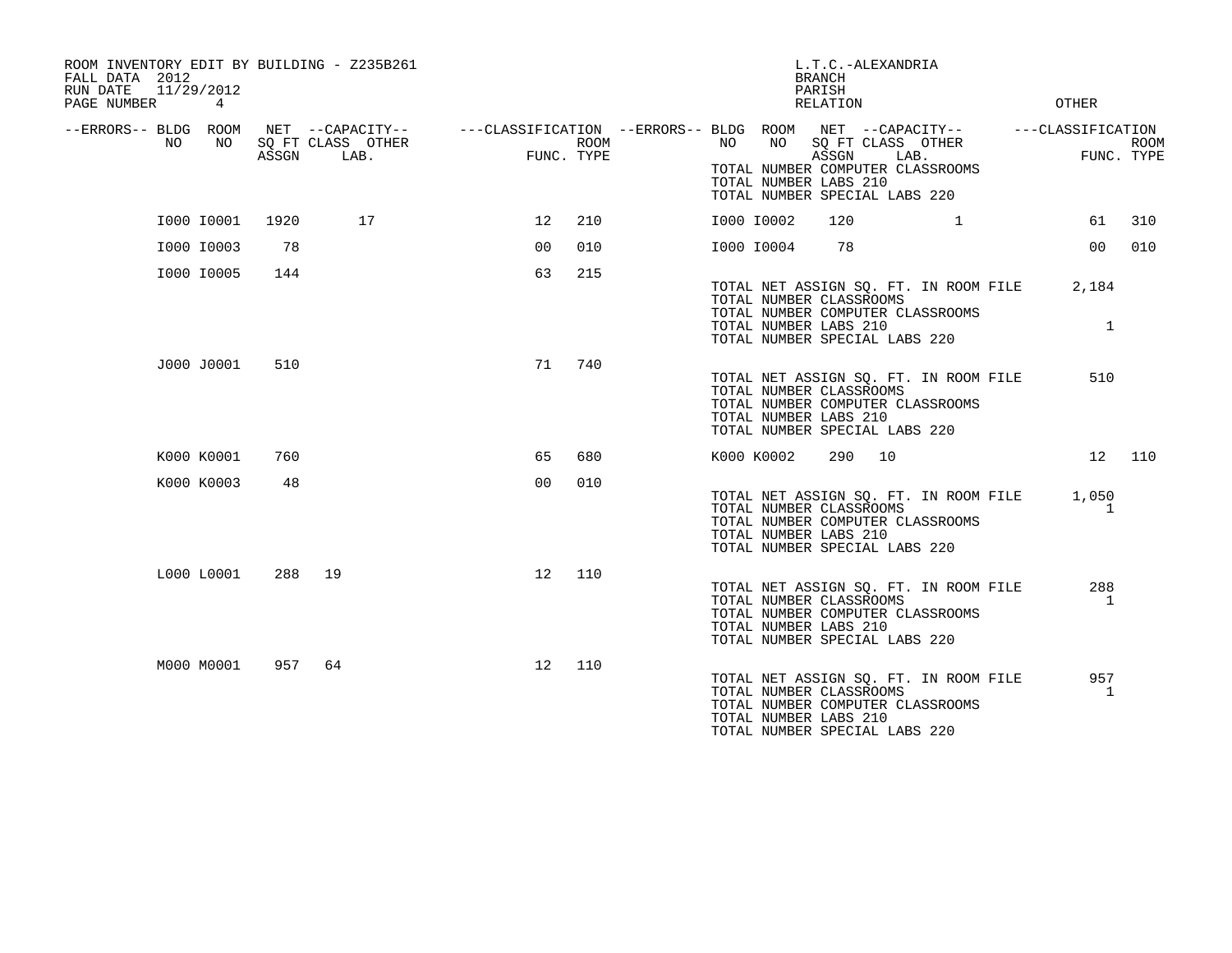ROOM INVENTORY EDIT BY BUILDING - Z235B261
FALL DATA 2012
RUN DATE 11/29/2012
PAGE NUMBER 4

L.T.C.-ALEXANDRIA
BRANCH
PARISH
RELATION
OTHER

| --ERRORS-- | BLDG NO | ROOM NO | NET SQ FT ASSGN | CAPACITY CLASS | CAPACITY OTHER LAB. | CLASSIFICATION FUNC. | ROOM TYPE | --ERRORS-- | BLDG NO | ROOM NO | NET SQ FT ASSGN | CAPACITY CLASS | CAPACITY OTHER LAB. | CLASSIFICATION FUNC. | ROOM TYPE |
|---|---|---|---|---|---|---|---|---|---|---|---|---|---|---|---|
| | I000 | I0001 | 1920 | | 17 | 12 | 210 | | I000 | I0002 | 120 | | 1 | 61 | 310 |
| | I000 | I0003 | 78 | | | 00 | 010 | | I000 | I0004 | 78 | | | 00 | 010 |
| | I000 | I0005 | 144 | | | 63 | 215 | | | | | | | | |

TOTAL NET ASSIGN SQ. FT. IN ROOM FILE 2,184
TOTAL NUMBER CLASSROOMS
TOTAL NUMBER COMPUTER CLASSROOMS
TOTAL NUMBER LABS 210 1
TOTAL NUMBER SPECIAL LABS 220

| --ERRORS-- | BLDG NO | ROOM NO | NET SQ FT ASSGN | CAPACITY CLASS | CAPACITY OTHER LAB. | CLASSIFICATION FUNC. | ROOM TYPE |
|---|---|---|---|---|---|---|---|
| | J000 | J0001 | 510 | | | 71 | 740 |

TOTAL NET ASSIGN SQ. FT. IN ROOM FILE 510
TOTAL NUMBER CLASSROOMS
TOTAL NUMBER COMPUTER CLASSROOMS
TOTAL NUMBER LABS 210
TOTAL NUMBER SPECIAL LABS 220

| --ERRORS-- | BLDG NO | ROOM NO | NET SQ FT ASSGN | CAPACITY CLASS | CAPACITY OTHER LAB. | CLASSIFICATION FUNC. | ROOM TYPE | --ERRORS-- | BLDG NO | ROOM NO | NET SQ FT ASSGN | CAPACITY CLASS | CAPACITY OTHER LAB. | CLASSIFICATION FUNC. | ROOM TYPE |
|---|---|---|---|---|---|---|---|---|---|---|---|---|---|---|---|
| | K000 | K0001 | 760 | | | 65 | 680 | | K000 | K0002 | 290 | 10 | | 12 | 110 |
| | K000 | K0003 | 48 | | | 00 | 010 | | | | | | | | |

TOTAL NET ASSIGN SQ. FT. IN ROOM FILE 1,050
TOTAL NUMBER CLASSROOMS 1
TOTAL NUMBER COMPUTER CLASSROOMS
TOTAL NUMBER LABS 210
TOTAL NUMBER SPECIAL LABS 220

| --ERRORS-- | BLDG NO | ROOM NO | NET SQ FT ASSGN | CAPACITY CLASS | CAPACITY OTHER LAB. | CLASSIFICATION FUNC. | ROOM TYPE |
|---|---|---|---|---|---|---|---|
| | L000 | L0001 | 288 | 19 | | 12 | 110 |

TOTAL NET ASSIGN SQ. FT. IN ROOM FILE 288
TOTAL NUMBER CLASSROOMS 1
TOTAL NUMBER COMPUTER CLASSROOMS
TOTAL NUMBER LABS 210
TOTAL NUMBER SPECIAL LABS 220

| --ERRORS-- | BLDG NO | ROOM NO | NET SQ FT ASSGN | CAPACITY CLASS | CAPACITY OTHER LAB. | CLASSIFICATION FUNC. | ROOM TYPE |
|---|---|---|---|---|---|---|---|
| | M000 | M0001 | 957 | 64 | | 12 | 110 |

TOTAL NET ASSIGN SQ. FT. IN ROOM FILE 957
TOTAL NUMBER CLASSROOMS 1
TOTAL NUMBER COMPUTER CLASSROOMS
TOTAL NUMBER LABS 210
TOTAL NUMBER SPECIAL LABS 220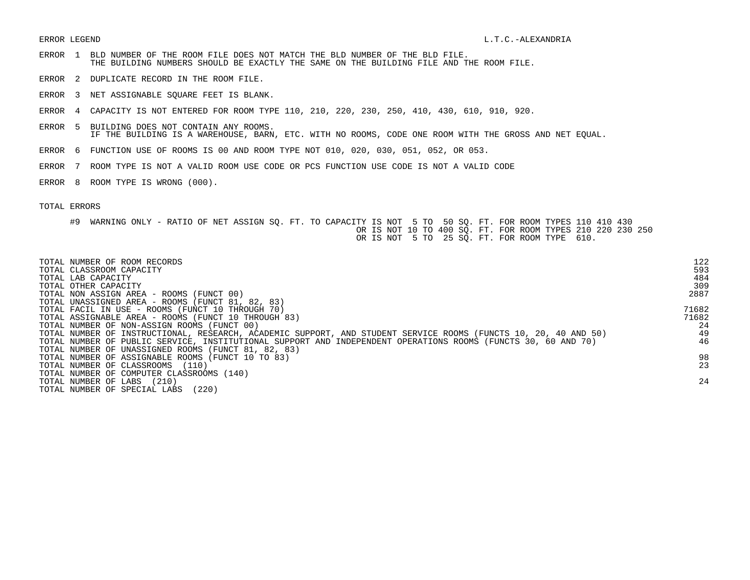ERROR LEGEND L.T.C.-ALEXANDRIA

ERROR 1 BLD NUMBER OF THE ROOM FILE DOES NOT MATCH THE BLD NUMBER OF THE BLD FILE.
THE BUILDING NUMBERS SHOULD BE EXACTLY THE SAME ON THE BUILDING FILE AND THE ROOM FILE.

ERROR 2 DUPLICATE RECORD IN THE ROOM FILE.

ERROR 3 NET ASSIGNABLE SQUARE FEET IS BLANK.

ERROR 4 CAPACITY IS NOT ENTERED FOR ROOM TYPE 110, 210, 220, 230, 250, 410, 430, 610, 910, 920.

ERROR 5 BUILDING DOES NOT CONTAIN ANY ROOMS.
IF THE BUILDING IS A WAREHOUSE, BARN, ETC. WITH NO ROOMS, CODE ONE ROOM WITH THE GROSS AND NET EQUAL.

ERROR 6 FUNCTION USE OF ROOMS IS 00 AND ROOM TYPE NOT 010, 020, 030, 051, 052, OR 053.

ERROR 7 ROOM TYPE IS NOT A VALID ROOM USE CODE OR PCS FUNCTION USE CODE IS NOT A VALID CODE

ERROR 8 ROOM TYPE IS WRONG (000).

TOTAL ERRORS

#9 WARNING ONLY - RATIO OF NET ASSIGN SQ. FT. TO CAPACITY IS NOT 5 TO 50 SQ. FT. FOR ROOM TYPES 110 410 430
OR IS NOT 10 TO 400 SQ. FT. FOR ROOM TYPES 210 220 230 250
OR IS NOT 5 TO 25 SQ. FT. FOR ROOM TYPE 610.

| | |
|---|---|
| TOTAL NUMBER OF ROOM RECORDS | 122 |
| TOTAL CLASSROOM CAPACITY | 593 |
| TOTAL LAB CAPACITY | 484 |
| TOTAL OTHER CAPACITY | 309 |
| TOTAL NON ASSIGN AREA - ROOMS (FUNCT 00) | 2887 |
| TOTAL UNASSIGNED AREA - ROOMS (FUNCT 81, 82, 83) | |
| TOTAL FACIL IN USE - ROOMS (FUNCT 10 THROUGH 70) | 71682 |
| TOTAL ASSIGNABLE AREA - ROOMS (FUNCT 10 THROUGH 83) | 71682 |
| TOTAL NUMBER OF NON-ASSIGN ROOMS (FUNCT 00) | 24 |
| TOTAL NUMBER OF INSTRUCTIONAL, RESEARCH, ACADEMIC SUPPORT, AND STUDENT SERVICE ROOMS (FUNCTS 10, 20, 40 AND 50) | 49 |
| TOTAL NUMBER OF PUBLIC SERVICE, INSTITUTIONAL SUPPORT AND INDEPENDENT OPERATIONS ROOMS (FUNCTS 30, 60 AND 70) | 46 |
| TOTAL NUMBER OF UNASSIGNED ROOMS (FUNCT 81, 82, 83) | |
| TOTAL NUMBER OF ASSIGNABLE ROOMS (FUNCT 10 TO 83) | 98 |
| TOTAL NUMBER OF CLASSROOMS (110) | 23 |
| TOTAL NUMBER OF COMPUTER CLASSROOMS (140) | |
| TOTAL NUMBER OF LABS (210) | 24 |
| TOTAL NUMBER OF SPECIAL LABS (220) | |